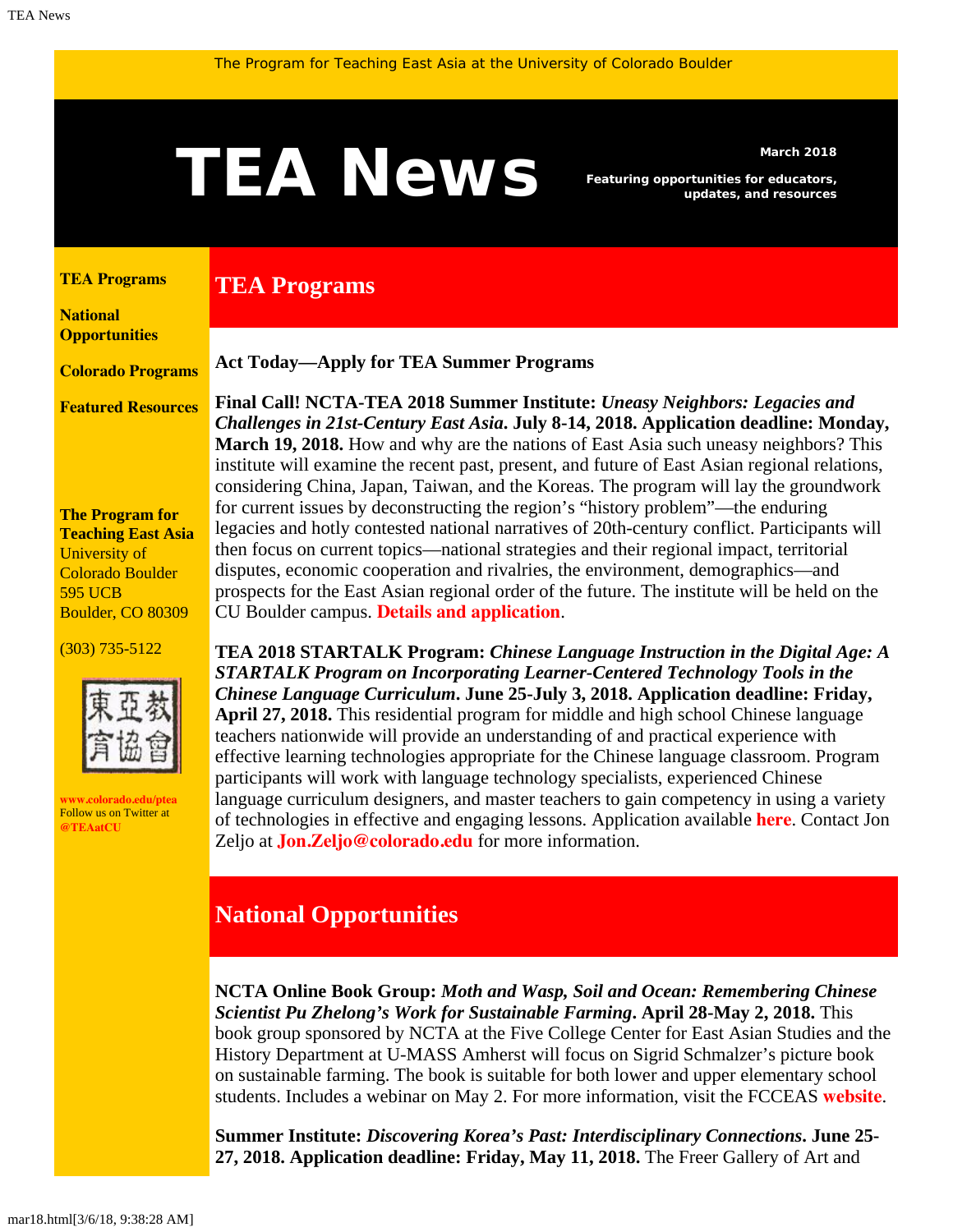The Program for Teaching East Asia at the University of Colorado Boulder

# TEA News

March 2018

Featuring opportunities for educators, updates, and resources

**TEA Programs**

**National Opportunities**

**Colorado Programs**

**Featured Resources**

**The Program for Teaching East Asia**
University of Colorado Boulder
595 UCB
Boulder, CO 80309

(303) 735-5122

**www.colorado.edu/ptea**
Follow us on Twitter at
**@TEAatCU**

## TEA Programs

**Act Today—Apply for TEA Summer Programs**

**Final Call! NCTA-TEA 2018 Summer Institute:** ***Uneasy Neighbors: Legacies and Challenges in 21st-Century East Asia*****. July 8-14, 2018. Application deadline: Monday, March 19, 2018.** How and why are the nations of East Asia such uneasy neighbors? This institute will examine the recent past, present, and future of East Asian regional relations, considering China, Japan, Taiwan, and the Koreas. The program will lay the groundwork for current issues by deconstructing the region's "history problem"—the enduring legacies and hotly contested national narratives of 20th-century conflict. Participants will then focus on current topics—national strategies and their regional impact, territorial disputes, economic cooperation and rivalries, the environment, demographics—and prospects for the East Asian regional order of the future. The institute will be held on the CU Boulder campus. **Details and application**.

**TEA 2018 STARTALK Program:** ***Chinese Language Instruction in the Digital Age: A STARTALK Program on Incorporating Learner-Centered Technology Tools in the Chinese Language Curriculum*****. June 25-July 3, 2018. Application deadline: Friday, April 27, 2018.** This residential program for middle and high school Chinese language teachers nationwide will provide an understanding of and practical experience with effective learning technologies appropriate for the Chinese language classroom. Program participants will work with language technology specialists, experienced Chinese language curriculum designers, and master teachers to gain competency in using a variety of technologies in effective and engaging lessons. Application available **here**. Contact Jon Zeljo at **Jon.Zeljo@colorado.edu** for more information.

## National Opportunities

**NCTA Online Book Group:** ***Moth and Wasp, Soil and Ocean: Remembering Chinese Scientist Pu Zhelong's Work for Sustainable Farming*****. April 28-May 2, 2018.** This book group sponsored by NCTA at the Five College Center for East Asian Studies and the History Department at U-MASS Amherst will focus on Sigrid Schmalzer's picture book on sustainable farming. The book is suitable for both lower and upper elementary school students. Includes a webinar on May 2. For more information, visit the FCCEAS **website**.

**Summer Institute:** ***Discovering Korea's Past: Interdisciplinary Connections*****. June 25-27, 2018. Application deadline: Friday, May 11, 2018.** The Freer Gallery of Art and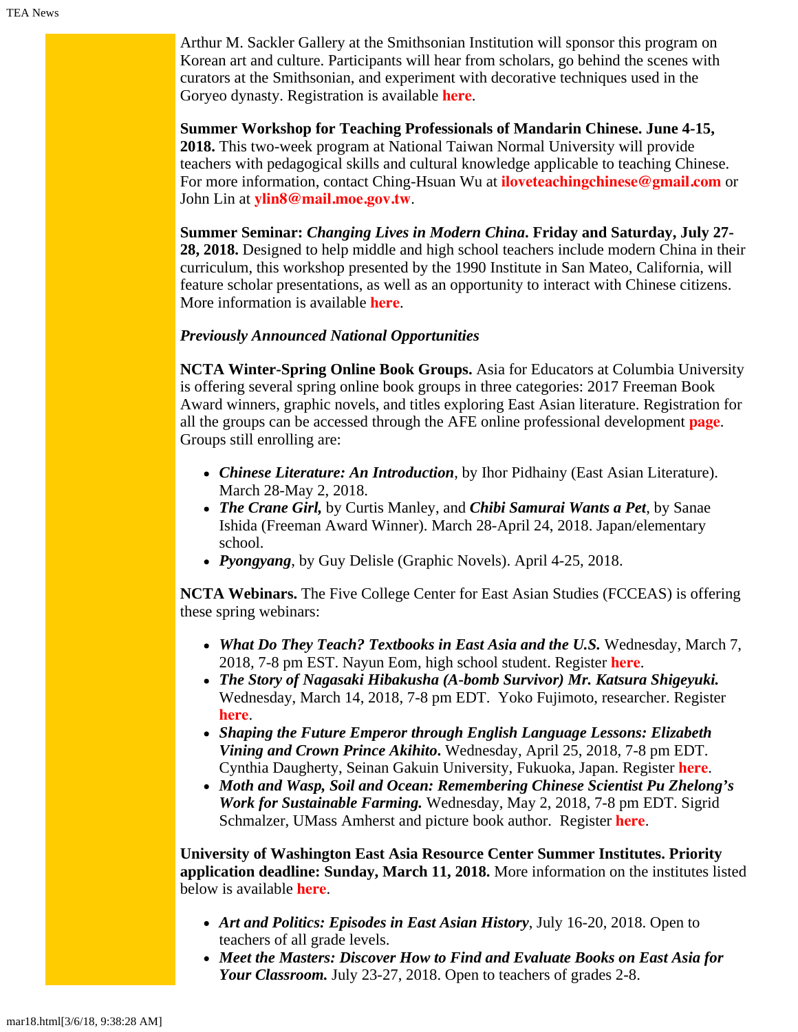Arthur M. Sackler Gallery at the Smithsonian Institution will sponsor this program on Korean art and culture. Participants will hear from scholars, go behind the scenes with curators at the Smithsonian, and experiment with decorative techniques used in the Goryeo dynasty. Registration is available **here**.

**Summer Workshop for Teaching Professionals of Mandarin Chinese. June 4-15, 2018.** This two-week program at National Taiwan Normal University will provide teachers with pedagogical skills and cultural knowledge applicable to teaching Chinese. For more information, contact Ching-Hsuan Wu at **iloveteachingchinese@gmail.com** or John Lin at **ylin8@mail.moe.gov.tw**.

**Summer Seminar: *Changing Lives in Modern China*. Friday and Saturday, July 27-28, 2018.** Designed to help middle and high school teachers include modern China in their curriculum, this workshop presented by the 1990 Institute in San Mateo, California, will feature scholar presentations, as well as an opportunity to interact with Chinese citizens. More information is available **here**.

***Previously Announced National Opportunities***

**NCTA Winter-Spring Online Book Groups.** Asia for Educators at Columbia University is offering several spring online book groups in three categories: 2017 Freeman Book Award winners, graphic novels, and titles exploring East Asian literature. Registration for all the groups can be accessed through the AFE online professional development **page**. Groups still enrolling are:

- ***Chinese Literature: An Introduction***, by Ihor Pidhainy (East Asian Literature). March 28-May 2, 2018.
- ***The Crane Girl,*** by Curtis Manley, and ***Chibi Samurai Wants a Pet***, by Sanae Ishida (Freeman Award Winner). March 28-April 24, 2018. Japan/elementary school.
- ***Pyongyang***, by Guy Delisle (Graphic Novels). April 4-25, 2018.

**NCTA Webinars.** The Five College Center for East Asian Studies (FCCEAS) is offering these spring webinars:

- ***What Do They Teach? Textbooks in East Asia and the U.S.*** Wednesday, March 7, 2018, 7-8 pm EST. Nayun Eom, high school student. Register **here**.
- ***The Story of Nagasaki Hibakusha (A-bomb Survivor) Mr. Katsura Shigeyuki.*** Wednesday, March 14, 2018, 7-8 pm EDT. Yoko Fujimoto, researcher. Register **here**.
- ***Shaping the Future Emperor through English Language Lessons: Elizabeth Vining and Crown Prince Akihito***. Wednesday, April 25, 2018, 7-8 pm EDT. Cynthia Daugherty, Seinan Gakuin University, Fukuoka, Japan. Register **here**.
- ***Moth and Wasp, Soil and Ocean: Remembering Chinese Scientist Pu Zhelong's Work for Sustainable Farming.*** Wednesday, May 2, 2018, 7-8 pm EDT. Sigrid Schmalzer, UMass Amherst and picture book author. Register **here**.

**University of Washington East Asia Resource Center Summer Institutes. Priority application deadline: Sunday, March 11, 2018.** More information on the institutes listed below is available **here**.

- ***Art and Politics: Episodes in East Asian History***, July 16-20, 2018. Open to teachers of all grade levels.
- ***Meet the Masters: Discover How to Find and Evaluate Books on East Asia for Your Classroom.*** July 23-27, 2018. Open to teachers of grades 2-8.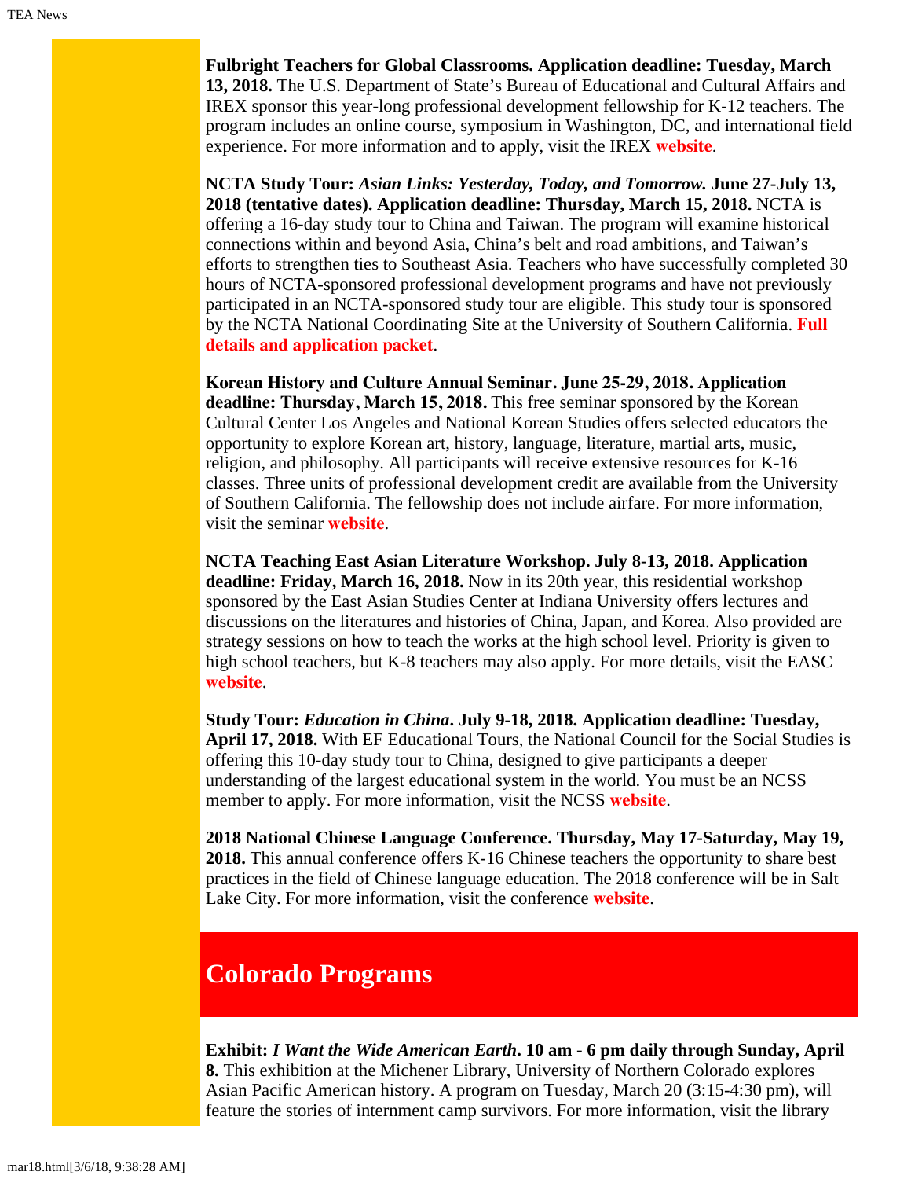**Fulbright Teachers for Global Classrooms. Application deadline: Tuesday, March 13, 2018.** The U.S. Department of State's Bureau of Educational and Cultural Affairs and IREX sponsor this year-long professional development fellowship for K-12 teachers. The program includes an online course, symposium in Washington, DC, and international field experience. For more information and to apply, visit the IREX **website**.

**NCTA Study Tour:** ***Asian Links: Yesterday, Today, and Tomorrow.*** **June 27-July 13, 2018 (tentative dates). Application deadline: Thursday, March 15, 2018.** NCTA is offering a 16-day study tour to China and Taiwan. The program will examine historical connections within and beyond Asia, China's belt and road ambitions, and Taiwan's efforts to strengthen ties to Southeast Asia. Teachers who have successfully completed 30 hours of NCTA-sponsored professional development programs and have not previously participated in an NCTA-sponsored study tour are eligible. This study tour is sponsored by the NCTA National Coordinating Site at the University of Southern California. **Full details and application packet**.

**Korean History and Culture Annual Seminar. June 25-29, 2018. Application deadline: Thursday, March 15, 2018.** This free seminar sponsored by the Korean Cultural Center Los Angeles and National Korean Studies offers selected educators the opportunity to explore Korean art, history, language, literature, martial arts, music, religion, and philosophy. All participants will receive extensive resources for K-16 classes. Three units of professional development credit are available from the University of Southern California. The fellowship does not include airfare. For more information, visit the seminar **website**.

**NCTA Teaching East Asian Literature Workshop. July 8-13, 2018. Application deadline: Friday, March 16, 2018.** Now in its 20th year, this residential workshop sponsored by the East Asian Studies Center at Indiana University offers lectures and discussions on the literatures and histories of China, Japan, and Korea. Also provided are strategy sessions on how to teach the works at the high school level. Priority is given to high school teachers, but K-8 teachers may also apply. For more details, visit the EASC **website**.

**Study Tour:** ***Education in China*****. July 9-18, 2018. Application deadline: Tuesday, April 17, 2018.** With EF Educational Tours, the National Council for the Social Studies is offering this 10-day study tour to China, designed to give participants a deeper understanding of the largest educational system in the world. You must be an NCSS member to apply. For more information, visit the NCSS **website**.

**2018 National Chinese Language Conference. Thursday, May 17-Saturday, May 19, 2018.** This annual conference offers K-16 Chinese teachers the opportunity to share best practices in the field of Chinese language education. The 2018 conference will be in Salt Lake City. For more information, visit the conference **website**.

## Colorado Programs

**Exhibit:** ***I Want the Wide American Earth*****. 10 am - 6 pm daily through Sunday, April 8.** This exhibition at the Michener Library, University of Northern Colorado explores Asian Pacific American history. A program on Tuesday, March 20 (3:15-4:30 pm), will feature the stories of internment camp survivors. For more information, visit the library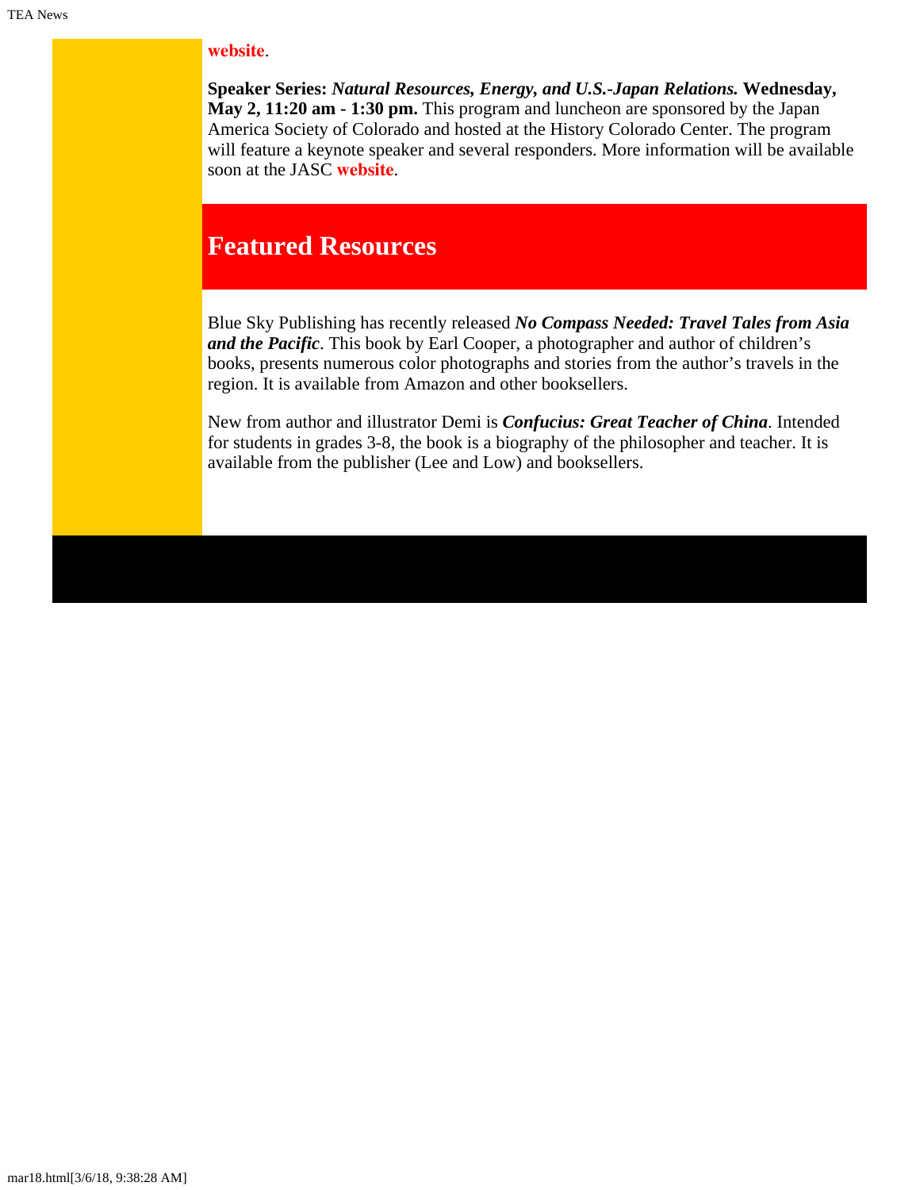**website**.

**Speaker Series: *Natural Resources, Energy, and U.S.-Japan Relations.* Wednesday, May 2, 11:20 am - 1:30 pm.** This program and luncheon are sponsored by the Japan America Society of Colorado and hosted at the History Colorado Center. The program will feature a keynote speaker and several responders. More information will be available soon at the JASC **website**.

## Featured Resources

Blue Sky Publishing has recently released ***No Compass Needed: Travel Tales from Asia and the Pacific***. This book by Earl Cooper, a photographer and author of children's books, presents numerous color photographs and stories from the author's travels in the region. It is available from Amazon and other booksellers.

New from author and illustrator Demi is ***Confucius: Great Teacher of China***. Intended for students in grades 3-8, the book is a biography of the philosopher and teacher. It is available from the publisher (Lee and Low) and booksellers.